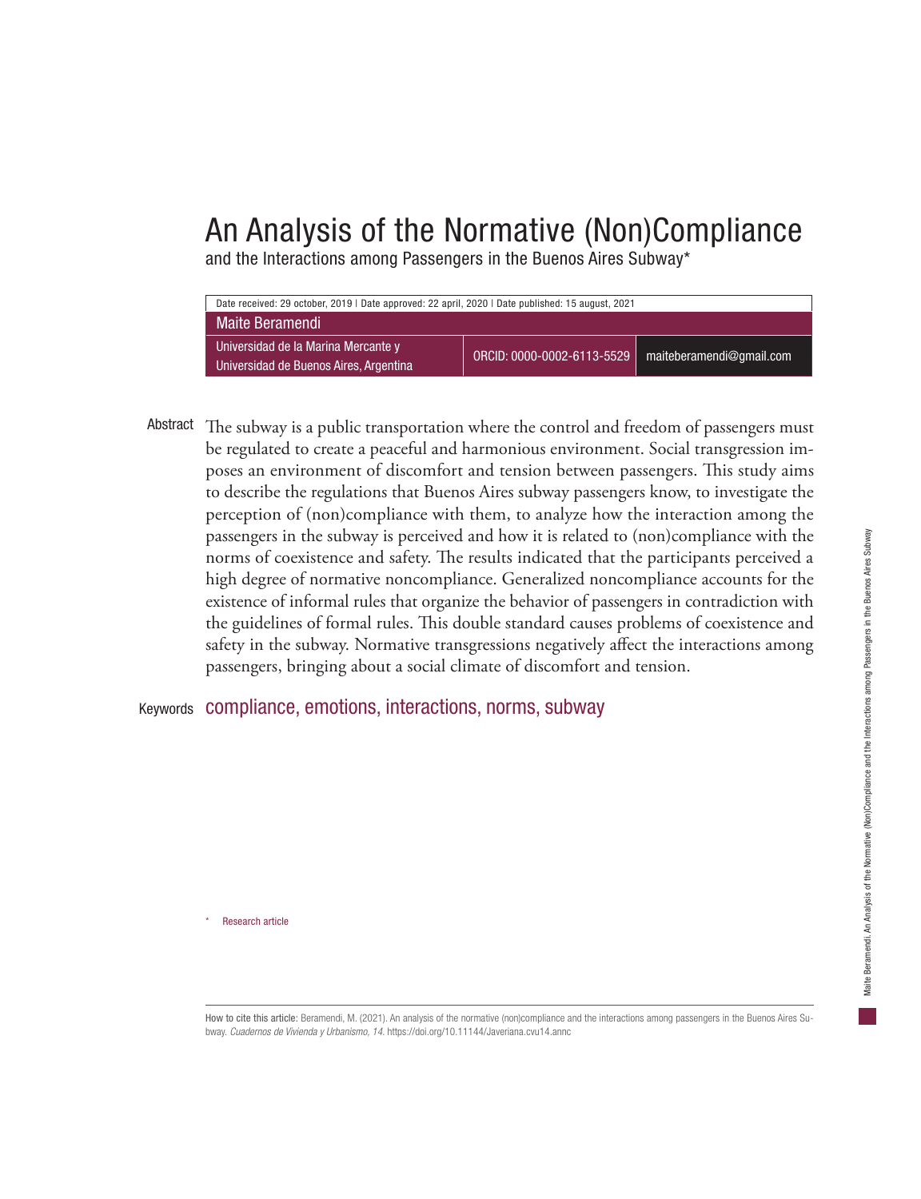# An Analysis of the Normative (Non)Compliance

and the Interactions among Passengers in the Buenos Aires Subway*

Date received: 29 october, 2019 | Date approved: 22 april, 2020 | Date published: 15 august, 2021

**Maite Beramendi**

Universidad de la Marina Mercante y Universidad de Buenos Aires, Argentina | ORCID: 0000-0002-6113-5529 | maiteberamendi@gmail.com

**Abstract** The subway is a public transportation where the control and freedom of passengers must be regulated to create a peaceful and harmonious environment. Social transgression imposes an environment of discomfort and tension between passengers. This study aims to describe the regulations that Buenos Aires subway passengers know, to investigate the perception of (non)compliance with them, to analyze how the interaction among the passengers in the subway is perceived and how it is related to (non)compliance with the norms of coexistence and safety. The results indicated that the participants perceived a high degree of normative noncompliance. Generalized noncompliance accounts for the existence of informal rules that organize the behavior of passengers in contradiction with the guidelines of formal rules. This double standard causes problems of coexistence and safety in the subway. Normative transgressions negatively affect the interactions among passengers, bringing about a social climate of discomfort and tension.

**Keywords** compliance, emotions, interactions, norms, subway

\* Research article

How to cite this article: Beramendi, M. (2021). An analysis of the normative (non)compliance and the interactions among passengers in the Buenos Aires Subway. *Cuadernos de Vivienda y Urbanismo, 14*. https://doi.org/10.11144/Javeriana.cvu14.annc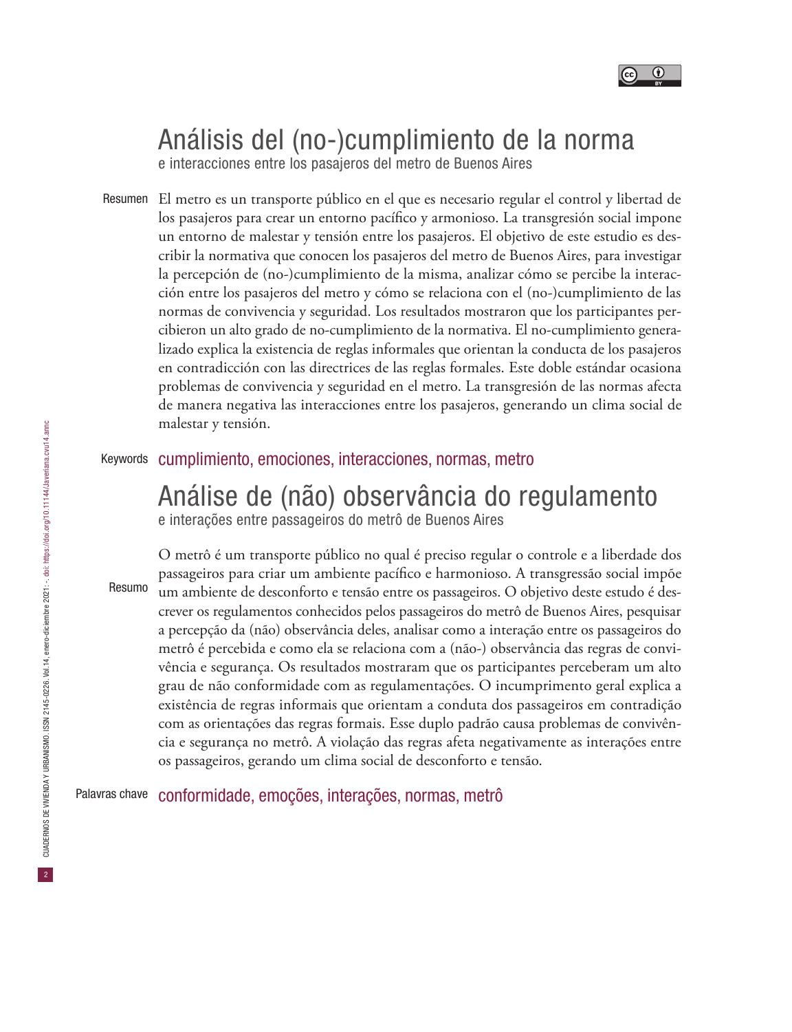# Análisis del (no-)cumplimiento de la norma

e interacciones entre los pasajeros del metro de Buenos Aires

**Resumen** El metro es un transporte público en el que es necesario regular el control y libertad de los pasajeros para crear un entorno pacífico y armonioso. La transgresión social impone un entorno de malestar y tensión entre los pasajeros. El objetivo de este estudio es describir la normativa que conocen los pasajeros del metro de Buenos Aires, para investigar la percepción de (no-)cumplimiento de la misma, analizar cómo se percibe la interacción entre los pasajeros del metro y cómo se relaciona con el (no-)cumplimiento de las normas de convivencia y seguridad. Los resultados mostraron que los participantes percibieron un alto grado de no-cumplimiento de la normativa. El no-cumplimiento generalizado explica la existencia de reglas informales que orientan la conducta de los pasajeros en contradicción con las directrices de las reglas formales. Este doble estándar ocasiona problemas de convivencia y seguridad en el metro. La transgresión de las normas afecta de manera negativa las interacciones entre los pasajeros, generando un clima social de malestar y tensión.

**Keywords** cumplimiento, emociones, interacciones, normas, metro

# Análise de (não) observância do regulamento

e interações entre passageiros do metrô de Buenos Aires

**Resumo** O metrô é um transporte público no qual é preciso regular o controle e a liberdade dos passageiros para criar um ambiente pacífico e harmonioso. A transgressão social impõe um ambiente de desconforto e tensão entre os passageiros. O objetivo deste estudo é descrever os regulamentos conhecidos pelos passageiros do metrô de Buenos Aires, pesquisar a percepção da (não) observância deles, analisar como a interação entre os passageiros do metrô é percebida e como ela se relaciona com a (não-) observância das regras de convivência e segurança. Os resultados mostraram que os participantes perceberam um alto grau de não conformidade com as regulamentações. O incumprimento geral explica a existência de regras informais que orientam a conduta dos passageiros em contradição com as orientações das regras formais. Esse duplo padrão causa problemas de convivência e segurança no metrô. A violação das regras afeta negativamente as interações entre os passageiros, gerando um clima social de desconforto e tensão.

**Palavras chave** conformidade, emoções, interações, normas, metrô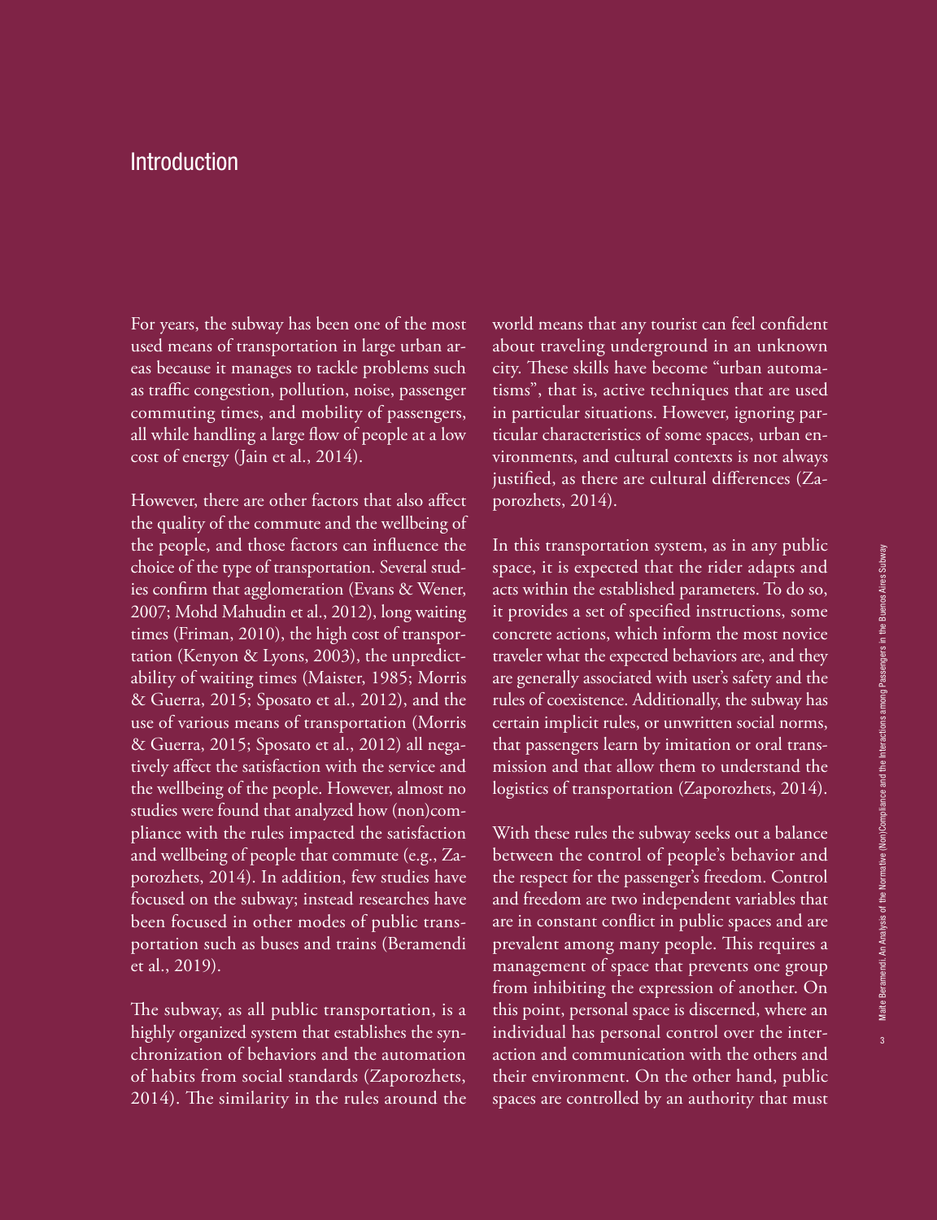## Introduction

For years, the subway has been one of the most used means of transportation in large urban areas because it manages to tackle problems such as traffic congestion, pollution, noise, passenger commuting times, and mobility of passengers, all while handling a large flow of people at a low cost of energy (Jain et al., 2014).

However, there are other factors that also affect the quality of the commute and the wellbeing of the people, and those factors can influence the choice of the type of transportation. Several studies confirm that agglomeration (Evans & Wener, 2007; Mohd Mahudin et al., 2012), long waiting times (Friman, 2010), the high cost of transportation (Kenyon & Lyons, 2003), the unpredictability of waiting times (Maister, 1985; Morris & Guerra, 2015; Sposato et al., 2012), and the use of various means of transportation (Morris & Guerra, 2015; Sposato et al., 2012) all negatively affect the satisfaction with the service and the wellbeing of the people. However, almost no studies were found that analyzed how (non)compliance with the rules impacted the satisfaction and wellbeing of people that commute (e.g., Zaporozhets, 2014). In addition, few studies have focused on the subway; instead researches have been focused in other modes of public transportation such as buses and trains (Beramendi et al., 2019).

The subway, as all public transportation, is a highly organized system that establishes the synchronization of behaviors and the automation of habits from social standards (Zaporozhets, 2014). The similarity in the rules around the world means that any tourist can feel confident about traveling underground in an unknown city. These skills have become "urban automatisms", that is, active techniques that are used in particular situations. However, ignoring particular characteristics of some spaces, urban environments, and cultural contexts is not always justified, as there are cultural differences (Zaporozhets, 2014).

In this transportation system, as in any public space, it is expected that the rider adapts and acts within the established parameters. To do so, it provides a set of specified instructions, some concrete actions, which inform the most novice traveler what the expected behaviors are, and they are generally associated with user's safety and the rules of coexistence. Additionally, the subway has certain implicit rules, or unwritten social norms, that passengers learn by imitation or oral transmission and that allow them to understand the logistics of transportation (Zaporozhets, 2014).

With these rules the subway seeks out a balance between the control of people's behavior and the respect for the passenger's freedom. Control and freedom are two independent variables that are in constant conflict in public spaces and are prevalent among many people. This requires a management of space that prevents one group from inhibiting the expression of another. On this point, personal space is discerned, where an individual has personal control over the interaction and communication with the others and their environment. On the other hand, public spaces are controlled by an authority that must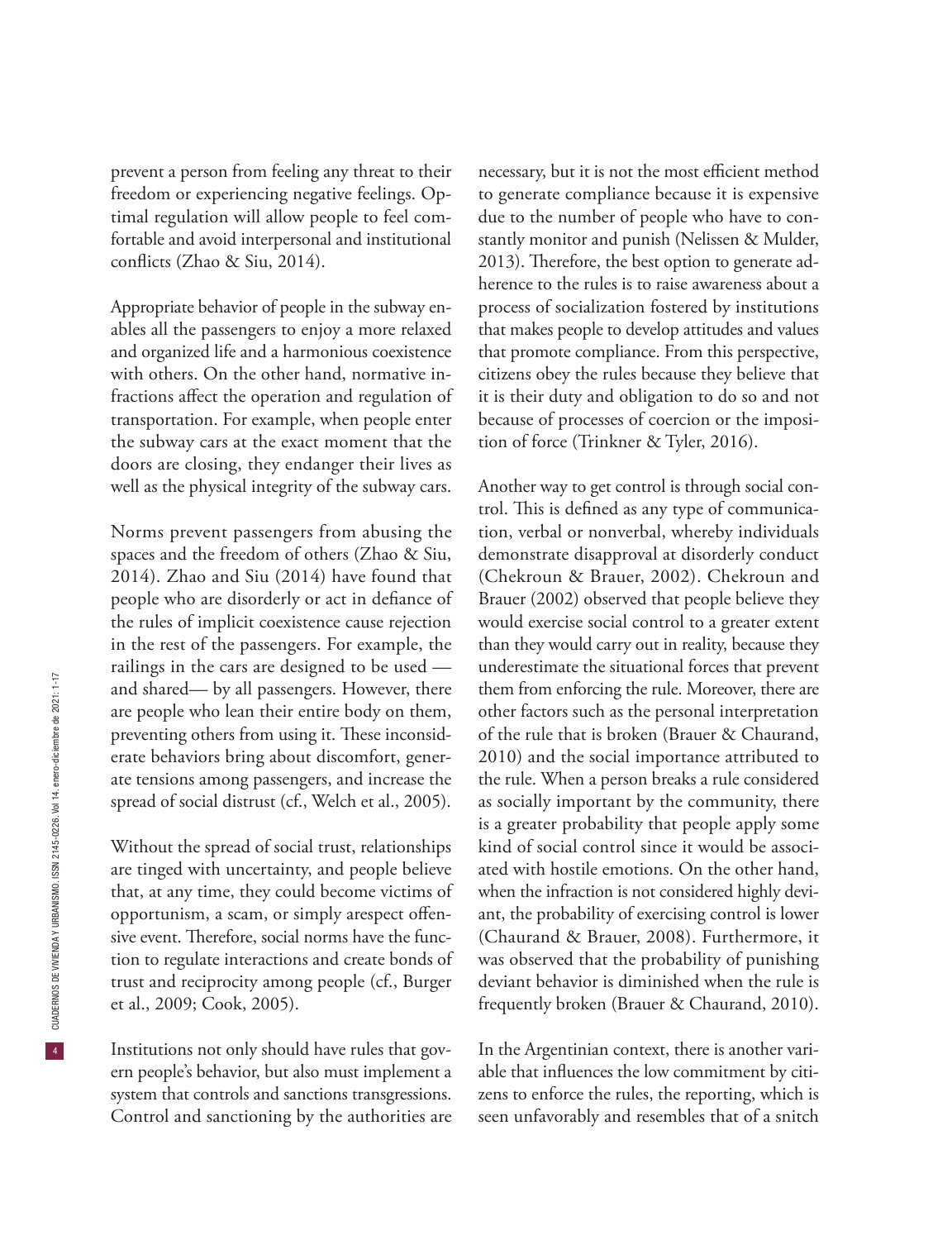prevent a person from feeling any threat to their freedom or experiencing negative feelings. Optimal regulation will allow people to feel comfortable and avoid interpersonal and institutional conflicts (Zhao & Siu, 2014).

Appropriate behavior of people in the subway enables all the passengers to enjoy a more relaxed and organized life and a harmonious coexistence with others. On the other hand, normative infractions affect the operation and regulation of transportation. For example, when people enter the subway cars at the exact moment that the doors are closing, they endanger their lives as well as the physical integrity of the subway cars.

Norms prevent passengers from abusing the spaces and the freedom of others (Zhao & Siu, 2014). Zhao and Siu (2014) have found that people who are disorderly or act in defiance of the rules of implicit coexistence cause rejection in the rest of the passengers. For example, the railings in the cars are designed to be used —and shared— by all passengers. However, there are people who lean their entire body on them, preventing others from using it. These inconsiderate behaviors bring about discomfort, generate tensions among passengers, and increase the spread of social distrust (cf., Welch et al., 2005).

Without the spread of social trust, relationships are tinged with uncertainty, and people believe that, at any time, they could become victims of opportunism, a scam, or simply arespect offensive event. Therefore, social norms have the function to regulate interactions and create bonds of trust and reciprocity among people (cf., Burger et al., 2009; Cook, 2005).

Institutions not only should have rules that govern people's behavior, but also must implement a system that controls and sanctions transgressions. Control and sanctioning by the authorities are necessary, but it is not the most efficient method to generate compliance because it is expensive due to the number of people who have to constantly monitor and punish (Nelissen & Mulder, 2013). Therefore, the best option to generate adherence to the rules is to raise awareness about a process of socialization fostered by institutions that makes people to develop attitudes and values that promote compliance. From this perspective, citizens obey the rules because they believe that it is their duty and obligation to do so and not because of processes of coercion or the imposition of force (Trinkner & Tyler, 2016).

Another way to get control is through social control. This is defined as any type of communication, verbal or nonverbal, whereby individuals demonstrate disapproval at disorderly conduct (Chekroun & Brauer, 2002). Chekroun and Brauer (2002) observed that people believe they would exercise social control to a greater extent than they would carry out in reality, because they underestimate the situational forces that prevent them from enforcing the rule. Moreover, there are other factors such as the personal interpretation of the rule that is broken (Brauer & Chaurand, 2010) and the social importance attributed to the rule. When a person breaks a rule considered as socially important by the community, there is a greater probability that people apply some kind of social control since it would be associated with hostile emotions. On the other hand, when the infraction is not considered highly deviant, the probability of exercising control is lower (Chaurand & Brauer, 2008). Furthermore, it was observed that the probability of punishing deviant behavior is diminished when the rule is frequently broken (Brauer & Chaurand, 2010).

In the Argentinian context, there is another variable that influences the low commitment by citizens to enforce the rules, the reporting, which is seen unfavorably and resembles that of a snitch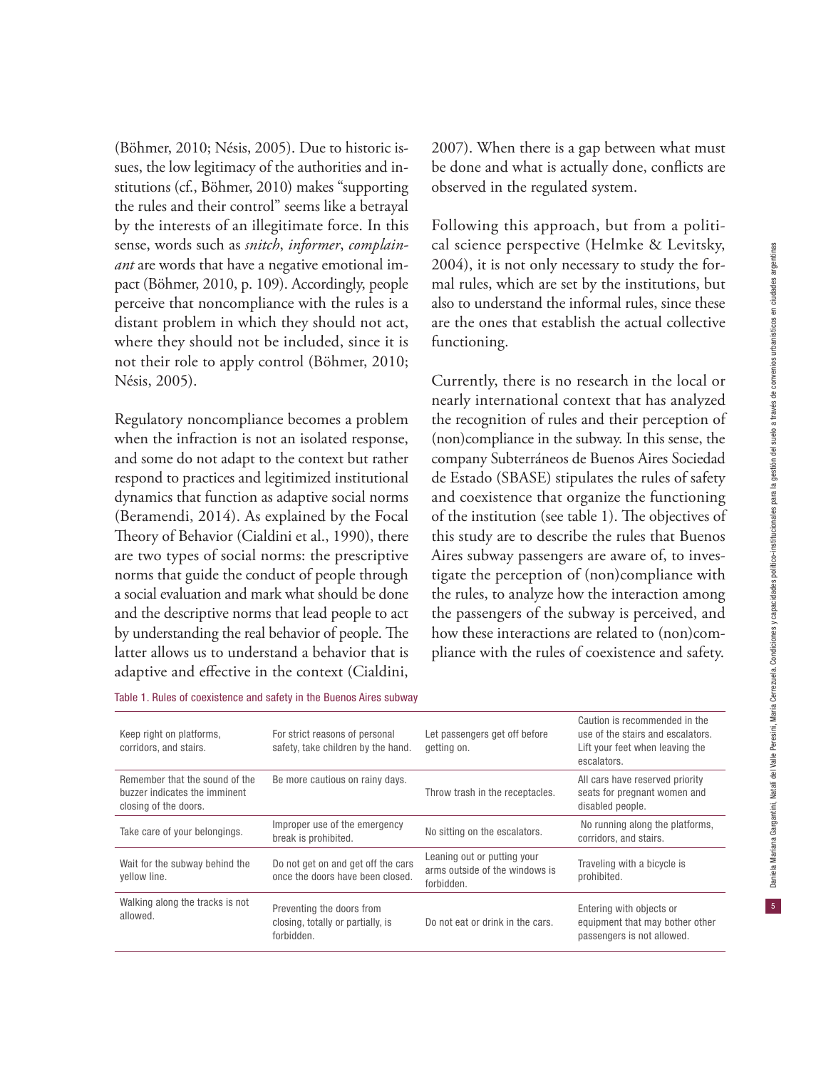(Böhmer, 2010; Nésis, 2005). Due to historic issues, the low legitimacy of the authorities and institutions (cf., Böhmer, 2010) makes "supporting the rules and their control" seems like a betrayal by the interests of an illegitimate force. In this sense, words such as *snitch*, *informer*, *complainant* are words that have a negative emotional impact (Böhmer, 2010, p. 109). Accordingly, people perceive that noncompliance with the rules is a distant problem in which they should not act, where they should not be included, since it is not their role to apply control (Böhmer, 2010; Nésis, 2005).

Regulatory noncompliance becomes a problem when the infraction is not an isolated response, and some do not adapt to the context but rather respond to practices and legitimized institutional dynamics that function as adaptive social norms (Beramendi, 2014). As explained by the Focal Theory of Behavior (Cialdini et al., 1990), there are two types of social norms: the prescriptive norms that guide the conduct of people through a social evaluation and mark what should be done and the descriptive norms that lead people to act by understanding the real behavior of people. The latter allows us to understand a behavior that is adaptive and effective in the context (Cialdini, 2007). When there is a gap between what must be done and what is actually done, conflicts are observed in the regulated system.

Following this approach, but from a political science perspective (Helmke & Levitsky, 2004), it is not only necessary to study the formal rules, which are set by the institutions, but also to understand the informal rules, since these are the ones that establish the actual collective functioning.

Currently, there is no research in the local or nearly international context that has analyzed the recognition of rules and their perception of (non)compliance in the subway. In this sense, the company Subterráneos de Buenos Aires Sociedad de Estado (SBASE) stipulates the rules of safety and coexistence that organize the functioning of the institution (see table 1). The objectives of this study are to describe the rules that Buenos Aires subway passengers are aware of, to investigate the perception of (non)compliance with the rules, to analyze how the interaction among the passengers of the subway is perceived, and how these interactions are related to (non)compliance with the rules of coexistence and safety.

Table 1. Rules of coexistence and safety in the Buenos Aires subway

| | | | |
|---|---|---|---|
| Keep right on platforms, corridors, and stairs. | For strict reasons of personal safety, take children by the hand. | Let passengers get off before getting on. | Caution is recommended in the use of the stairs and escalators. Lift your feet when leaving the escalators. |
| Remember that the sound of the buzzer indicates the imminent closing of the doors. | Be more cautious on rainy days. | Throw trash in the receptacles. | All cars have reserved priority seats for pregnant women and disabled people. |
| Take care of your belongings. | Improper use of the emergency break is prohibited. | No sitting on the escalators. | No running along the platforms, corridors, and stairs. |
| Wait for the subway behind the yellow line. | Do not get on and get off the cars once the doors have been closed. | Leaning out or putting your arms outside of the windows is forbidden. | Traveling with a bicycle is prohibited. |
| Walking along the tracks is not allowed. | Preventing the doors from closing, totally or partially, is forbidden. | Do not eat or drink in the cars. | Entering with objects or equipment that may bother other passengers is not allowed. |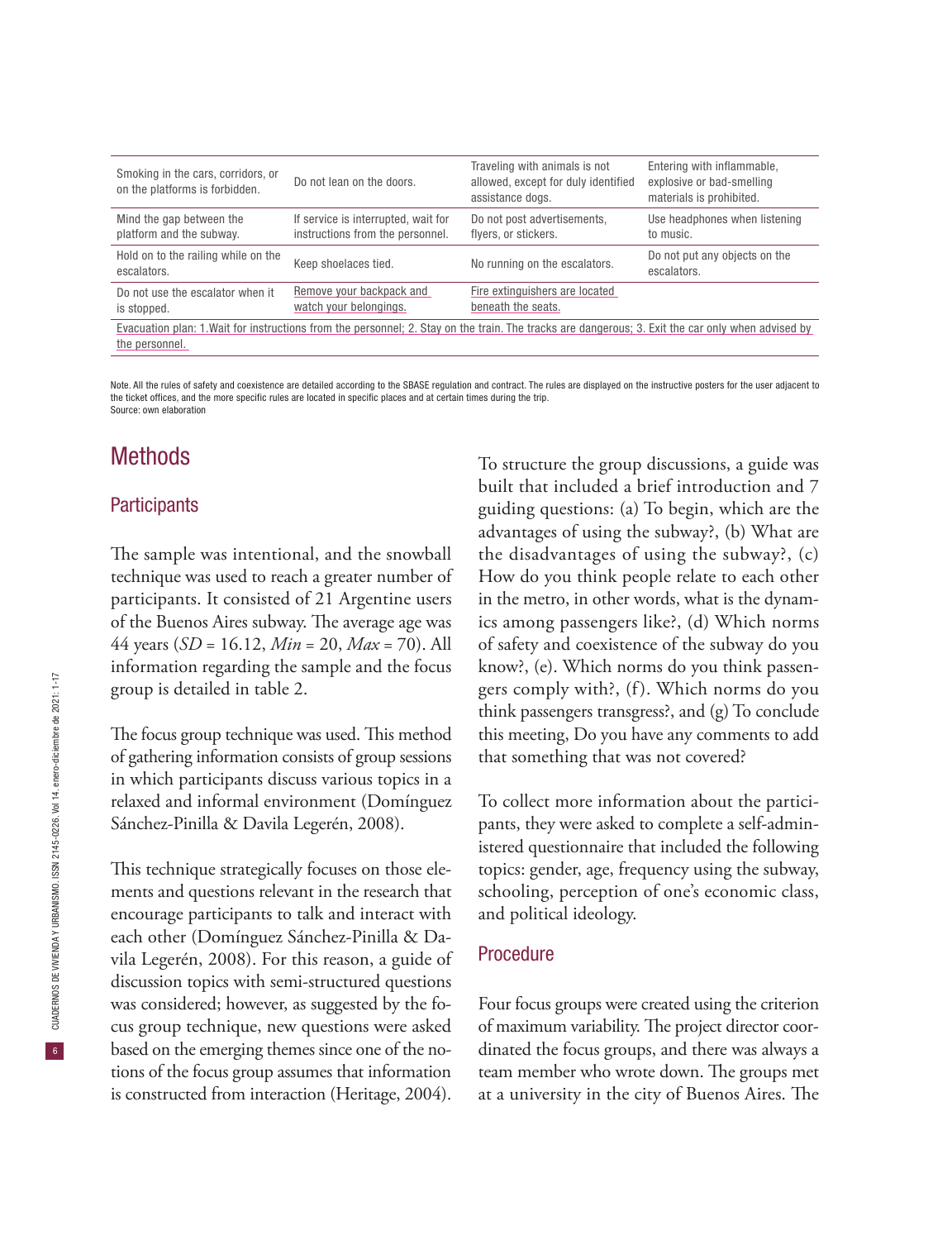| | | | |
|---|---|---|---|
| Smoking in the cars, corridors, or on the platforms is forbidden. | Do not lean on the doors. | Traveling with animals is not allowed, except for duly identified assistance dogs. | Entering with inflammable, explosive or bad-smelling materials is prohibited. |
| Mind the gap between the platform and the subway. | If service is interrupted, wait for instructions from the personnel. | Do not post advertisements, flyers, or stickers. | Use headphones when listening to music. |
| Hold on to the railing while on the escalators. | Keep shoelaces tied. | No running on the escalators. | Do not put any objects on the escalators. |
| Do not use the escalator when it is stopped. | Remove your backpack and watch your belongings. | Fire extinguishers are located beneath the seats. | |
| Evacuation plan: 1.Wait for instructions from the personnel; 2. Stay on the train. The tracks are dangerous; 3. Exit the car only when advised by the personnel. | | | |

Note. All the rules of safety and coexistence are detailed according to the SBASE regulation and contract. The rules are displayed on the instructive posters for the user adjacent to the ticket offices, and the more specific rules are located in specific places and at certain times during the trip.
Source: own elaboration

# Methods

## Participants

The sample was intentional, and the snowball technique was used to reach a greater number of participants. It consisted of 21 Argentine users of the Buenos Aires subway. The average age was 44 years (*SD* = 16.12, *Min* = 20, *Max* = 70). All information regarding the sample and the focus group is detailed in table 2.

The focus group technique was used. This method of gathering information consists of group sessions in which participants discuss various topics in a relaxed and informal environment (Domínguez Sánchez-Pinilla & Davila Legerén, 2008).

This technique strategically focuses on those elements and questions relevant in the research that encourage participants to talk and interact with each other (Domínguez Sánchez-Pinilla & Davila Legerén, 2008). For this reason, a guide of discussion topics with semi-structured questions was considered; however, as suggested by the focus group technique, new questions were asked based on the emerging themes since one of the notions of the focus group assumes that information is constructed from interaction (Heritage, 2004).

To structure the group discussions, a guide was built that included a brief introduction and 7 guiding questions: (a) To begin, which are the advantages of using the subway?, (b) What are the disadvantages of using the subway?, (c) How do you think people relate to each other in the metro, in other words, what is the dynamics among passengers like?, (d) Which norms of safety and coexistence of the subway do you know?, (e). Which norms do you think passengers comply with?, (f). Which norms do you think passengers transgress?, and (g) To conclude this meeting, Do you have any comments to add that something that was not covered?

To collect more information about the participants, they were asked to complete a self-administered questionnaire that included the following topics: gender, age, frequency using the subway, schooling, perception of one's economic class, and political ideology.

## Procedure

Four focus groups were created using the criterion of maximum variability. The project director coordinated the focus groups, and there was always a team member who wrote down. The groups met at a university in the city of Buenos Aires. The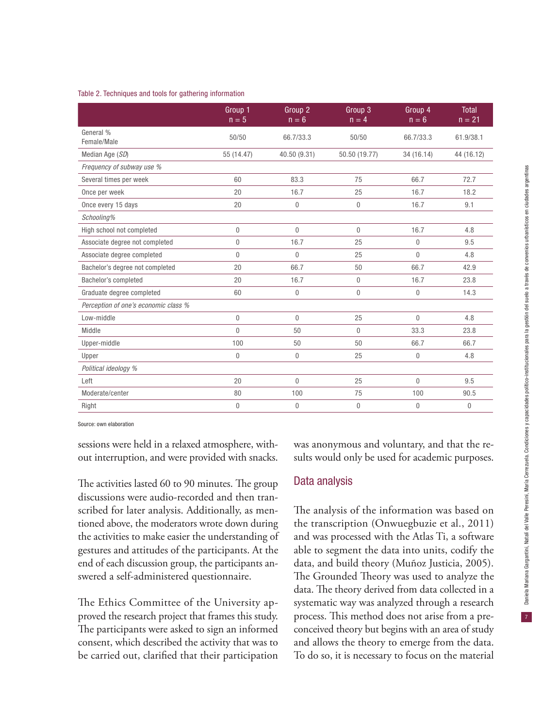Table 2. Techniques and tools for gathering information

| | Group 1<br>n = 5 | Group 2<br>n = 6 | Group 3<br>n = 4 | Group 4<br>n = 6 | Total<br>n = 21 |
|---|---|---|---|---|---|
| General %<br>Female/Male | 50/50 | 66.7/33.3 | 50/50 | 66.7/33.3 | 61.9/38.1 |
| Median Age (*SD*) | 55 (14.47) | 40.50 (9.31) | 50.50 (19.77) | 34 (16.14) | 44 (16.12) |
| *Frequency of subway use %* | | | | | |
| Several times per week | 60 | 83.3 | 75 | 66.7 | 72.7 |
| Once per week | 20 | 16.7 | 25 | 16.7 | 18.2 |
| Once every 15 days | 20 | 0 | 0 | 16.7 | 9.1 |
| *Schooling%* | | | | | |
| High school not completed | 0 | 0 | 0 | 16.7 | 4.8 |
| Associate degree not completed | 0 | 16.7 | 25 | 0 | 9.5 |
| Associate degree completed | 0 | 0 | 25 | 0 | 4.8 |
| Bachelor's degree not completed | 20 | 66.7 | 50 | 66.7 | 42.9 |
| Bachelor's completed | 20 | 16.7 | 0 | 16.7 | 23.8 |
| Graduate degree completed | 60 | 0 | 0 | 0 | 14.3 |
| *Perception of one's economic class %* | | | | | |
| Low-middle | 0 | 0 | 25 | 0 | 4.8 |
| Middle | 0 | 50 | 0 | 33.3 | 23.8 |
| Upper-middle | 100 | 50 | 50 | 66.7 | 66.7 |
| Upper | 0 | 0 | 25 | 0 | 4.8 |
| *Political ideology %* | | | | | |
| Left | 20 | 0 | 25 | 0 | 9.5 |
| Moderate/center | 80 | 100 | 75 | 100 | 90.5 |
| Right | 0 | 0 | 0 | 0 | 0 |

Source: own elaboration

sessions were held in a relaxed atmosphere, without interruption, and were provided with snacks.

The activities lasted 60 to 90 minutes. The group discussions were audio-recorded and then transcribed for later analysis. Additionally, as mentioned above, the moderators wrote down during the activities to make easier the understanding of gestures and attitudes of the participants. At the end of each discussion group, the participants answered a self-administered questionnaire.

The Ethics Committee of the University approved the research project that frames this study. The participants were asked to sign an informed consent, which described the activity that was to be carried out, clarified that their participation was anonymous and voluntary, and that the results would only be used for academic purposes.

## Data analysis

The analysis of the information was based on the transcription (Onwuegbuzie et al., 2011) and was processed with the Atlas Ti, a software able to segment the data into units, codify the data, and build theory (Muñoz Justicia, 2005). The Grounded Theory was used to analyze the data. The theory derived from data collected in a systematic way was analyzed through a research process. This method does not arise from a preconceived theory but begins with an area of study and allows the theory to emerge from the data. To do so, it is necessary to focus on the material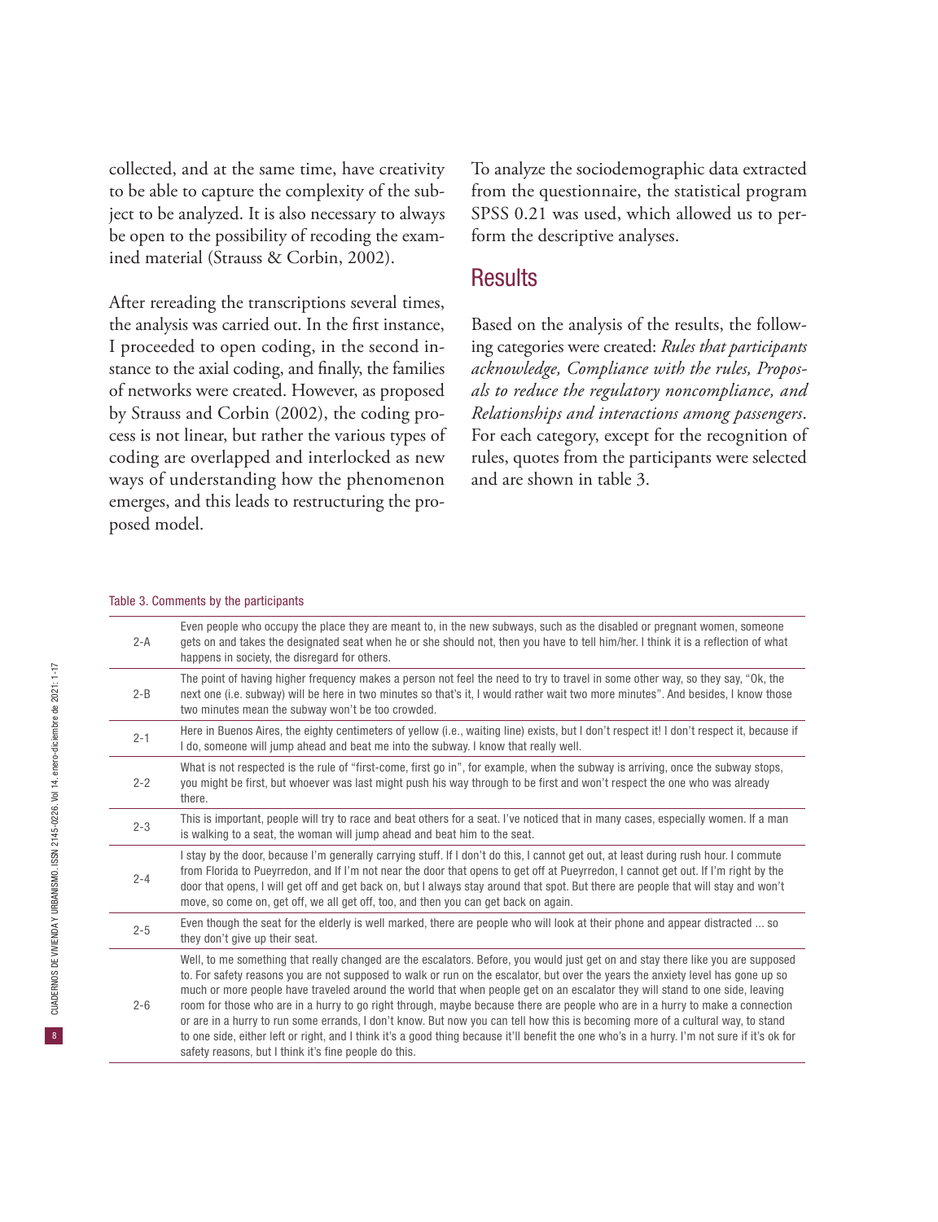collected, and at the same time, have creativity to be able to capture the complexity of the subject to be analyzed. It is also necessary to always be open to the possibility of recoding the examined material (Strauss & Corbin, 2002).

After rereading the transcriptions several times, the analysis was carried out. In the first instance, I proceeded to open coding, in the second instance to the axial coding, and finally, the families of networks were created. However, as proposed by Strauss and Corbin (2002), the coding process is not linear, but rather the various types of coding are overlapped and interlocked as new ways of understanding how the phenomenon emerges, and this leads to restructuring the proposed model.

To analyze the sociodemographic data extracted from the questionnaire, the statistical program SPSS 0.21 was used, which allowed us to perform the descriptive analyses.

## Results

Based on the analysis of the results, the following categories were created: *Rules that participants acknowledge, Compliance with the rules, Proposals to reduce the regulatory noncompliance, and Relationships and interactions among passengers*. For each category, except for the recognition of rules, quotes from the participants were selected and are shown in table 3.

Table 3. Comments by the participants

| | |
|---|---|
| 2-A | Even people who occupy the place they are meant to, in the new subways, such as the disabled or pregnant women, someone gets on and takes the designated seat when he or she should not, then you have to tell him/her. I think it is a reflection of what happens in society, the disregard for others. |
| 2-B | The point of having higher frequency makes a person not feel the need to try to travel in some other way, so they say, "Ok, the next one (i.e. subway) will be here in two minutes so that's it, I would rather wait two more minutes". And besides, I know those two minutes mean the subway won't be too crowded. |
| 2-1 | Here in Buenos Aires, the eighty centimeters of yellow (i.e., waiting line) exists, but I don't respect it! I don't respect it, because if I do, someone will jump ahead and beat me into the subway. I know that really well. |
| 2-2 | What is not respected is the rule of "first-come, first go in", for example, when the subway is arriving, once the subway stops, you might be first, but whoever was last might push his way through to be first and won't respect the one who was already there. |
| 2-3 | This is important, people will try to race and beat others for a seat. I've noticed that in many cases, especially women. If a man is walking to a seat, the woman will jump ahead and beat him to the seat. |
| 2-4 | I stay by the door, because I'm generally carrying stuff. If I don't do this, I cannot get out, at least during rush hour. I commute from Florida to Pueyrredon, and If I'm not near the door that opens to get off at Pueyrredon, I cannot get out. If I'm right by the door that opens, I will get off and get back on, but I always stay around that spot. But there are people that will stay and won't move, so come on, get off, we all get off, too, and then you can get back on again. |
| 2-5 | Even though the seat for the elderly is well marked, there are people who will look at their phone and appear distracted ... so they don't give up their seat. |
| 2-6 | Well, to me something that really changed are the escalators. Before, you would just get on and stay there like you are supposed to. For safety reasons you are not supposed to walk or run on the escalator, but over the years the anxiety level has gone up so much or more people have traveled around the world that when people get on an escalator they will stand to one side, leaving room for those who are in a hurry to go right through, maybe because there are people who are in a hurry to make a connection or are in a hurry to run some errands, I don't know. But now you can tell how this is becoming more of a cultural way, to stand to one side, either left or right, and I think it's a good thing because it'll benefit the one who's in a hurry. I'm not sure if it's ok for safety reasons, but I think it's fine people do this. |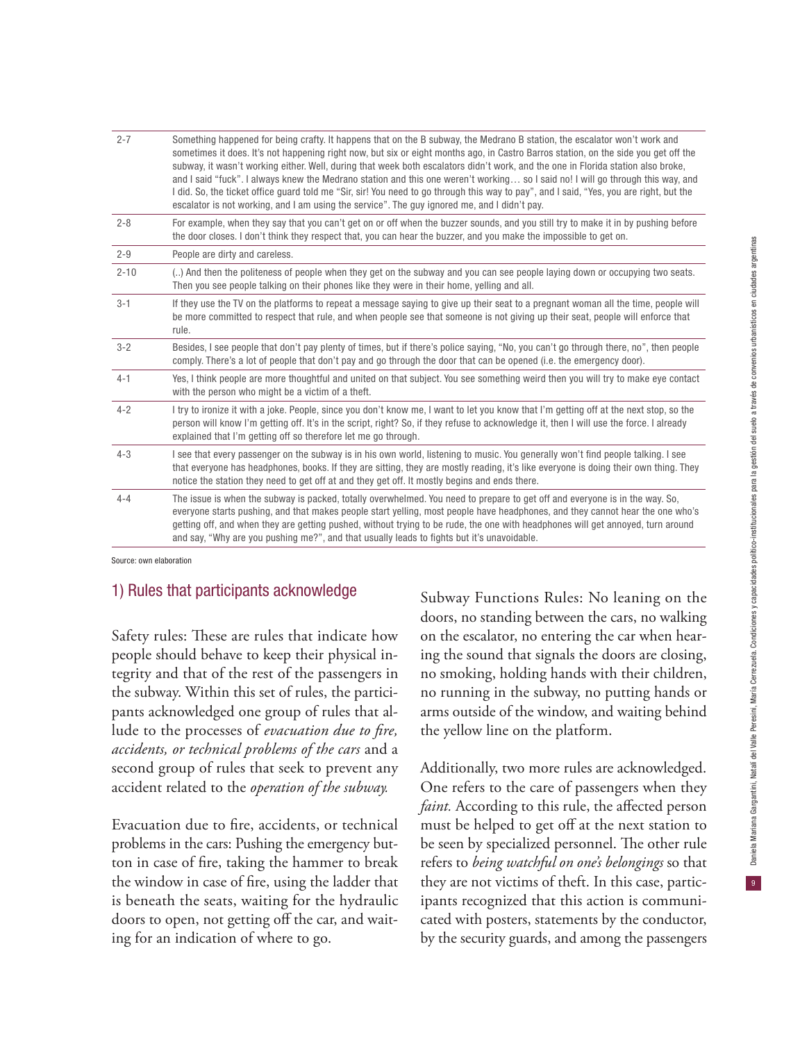| | |
|---|---|
| 2-7 | Something happened for being crafty. It happens that on the B subway, the Medrano B station, the escalator won't work and sometimes it does. It's not happening right now, but six or eight months ago, in Castro Barros station, on the side you get off the subway, it wasn't working either. Well, during that week both escalators didn't work, and the one in Florida station also broke, and I said "fuck". I always knew the Medrano station and this one weren't working… so I said no! I will go through this way, and I did. So, the ticket office guard told me "Sir, sir! You need to go through this way to pay", and I said, "Yes, you are right, but the escalator is not working, and I am using the service". The guy ignored me, and I didn't pay. |
| 2-8 | For example, when they say that you can't get on or off when the buzzer sounds, and you still try to make it in by pushing before the door closes. I don't think they respect that, you can hear the buzzer, and you make the impossible to get on. |
| 2-9 | People are dirty and careless. |
| 2-10 | (..) And then the politeness of people when they get on the subway and you can see people laying down or occupying two seats. Then you see people talking on their phones like they were in their home, yelling and all. |
| 3-1 | If they use the TV on the platforms to repeat a message saying to give up their seat to a pregnant woman all the time, people will be more committed to respect that rule, and when people see that someone is not giving up their seat, people will enforce that rule. |
| 3-2 | Besides, I see people that don't pay plenty of times, but if there's police saying, "No, you can't go through there, no", then people comply. There's a lot of people that don't pay and go through the door that can be opened (i.e. the emergency door). |
| 4-1 | Yes, I think people are more thoughtful and united on that subject. You see something weird then you will try to make eye contact with the person who might be a victim of a theft. |
| 4-2 | I try to ironize it with a joke. People, since you don't know me, I want to let you know that I'm getting off at the next stop, so the person will know I'm getting off. It's in the script, right? So, if they refuse to acknowledge it, then I will use the force. I already explained that I'm getting off so therefore let me go through. |
| 4-3 | I see that every passenger on the subway is in his own world, listening to music. You generally won't find people talking. I see that everyone has headphones, books. If they are sitting, they are mostly reading, it's like everyone is doing their own thing. They notice the station they need to get off at and they get off. It mostly begins and ends there. |
| 4-4 | The issue is when the subway is packed, totally overwhelmed. You need to prepare to get off and everyone is in the way. So, everyone starts pushing, and that makes people start yelling, most people have headphones, and they cannot hear the one who's getting off, and when they are getting pushed, without trying to be rude, the one with headphones will get annoyed, turn around and say, "Why are you pushing me?", and that usually leads to fights but it's unavoidable. |

Source: own elaboration

## 1) Rules that participants acknowledge

Safety rules: These are rules that indicate how people should behave to keep their physical integrity and that of the rest of the passengers in the subway. Within this set of rules, the participants acknowledged one group of rules that allude to the processes of *evacuation due to fire, accidents, or technical problems of the cars* and a second group of rules that seek to prevent any accident related to the *operation of the subway.*

Evacuation due to fire, accidents, or technical problems in the cars: Pushing the emergency button in case of fire, taking the hammer to break the window in case of fire, using the ladder that is beneath the seats, waiting for the hydraulic doors to open, not getting off the car, and waiting for an indication of where to go.

Subway Functions Rules: No leaning on the doors, no standing between the cars, no walking on the escalator, no entering the car when hearing the sound that signals the doors are closing, no smoking, holding hands with their children, no running in the subway, no putting hands or arms outside of the window, and waiting behind the yellow line on the platform.

Additionally, two more rules are acknowledged. One refers to the care of passengers when they *faint.* According to this rule, the affected person must be helped to get off at the next station to be seen by specialized personnel. The other rule refers to *being watchful on one's belongings* so that they are not victims of theft. In this case, participants recognized that this action is communicated with posters, statements by the conductor, by the security guards, and among the passengers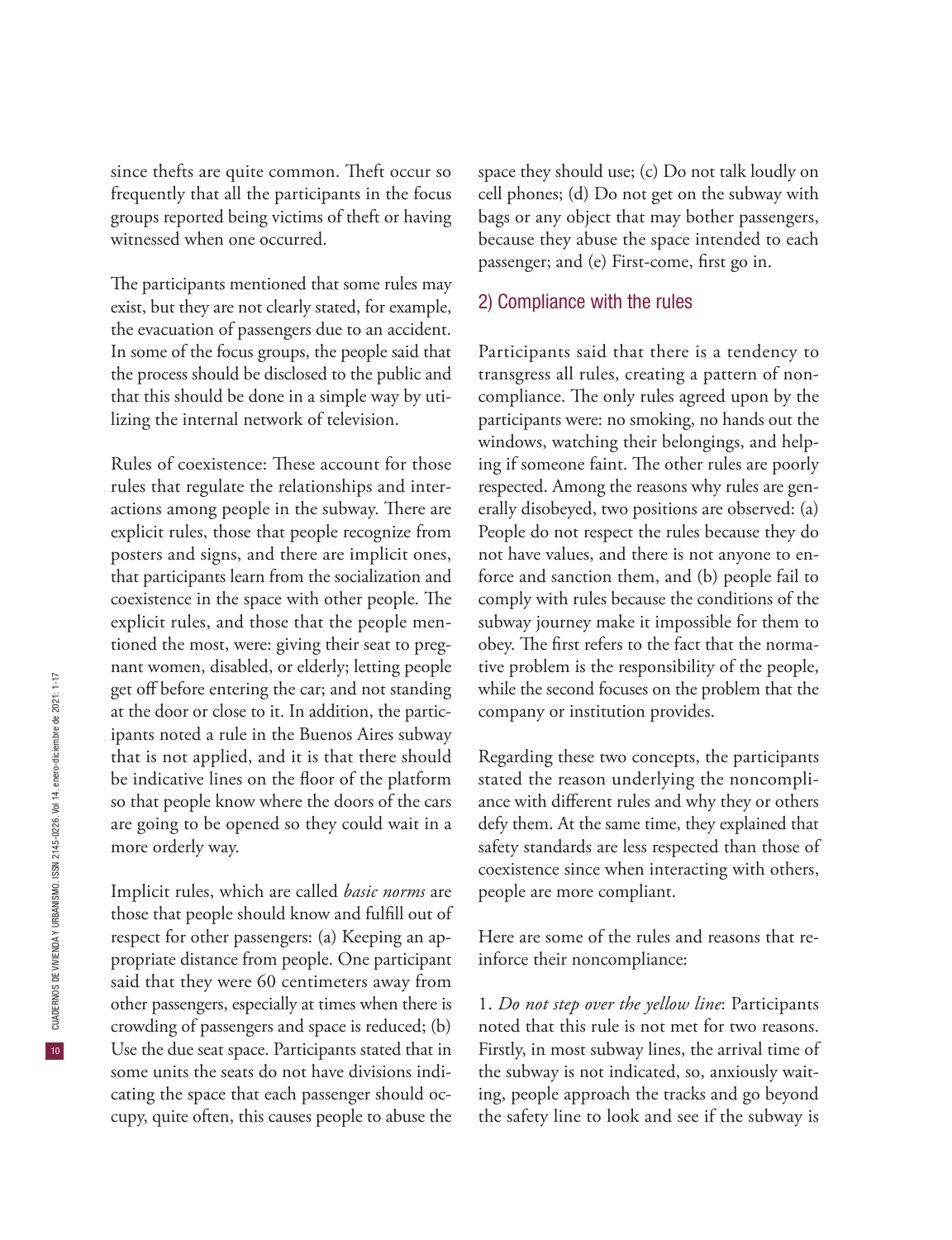since thefts are quite common. Theft occur so frequently that all the participants in the focus groups reported being victims of theft or having witnessed when one occurred.

The participants mentioned that some rules may exist, but they are not clearly stated, for example, the evacuation of passengers due to an accident. In some of the focus groups, the people said that the process should be disclosed to the public and that this should be done in a simple way by utilizing the internal network of television.

Rules of coexistence: These account for those rules that regulate the relationships and interactions among people in the subway. There are explicit rules, those that people recognize from posters and signs, and there are implicit ones, that participants learn from the socialization and coexistence in the space with other people. The explicit rules, and those that the people mentioned the most, were: giving their seat to pregnant women, disabled, or elderly; letting people get off before entering the car; and not standing at the door or close to it. In addition, the participants noted a rule in the Buenos Aires subway that is not applied, and it is that there should be indicative lines on the floor of the platform so that people know where the doors of the cars are going to be opened so they could wait in a more orderly way.

Implicit rules, which are called *basic norms* are those that people should know and fulfill out of respect for other passengers: (a) Keeping an appropriate distance from people. One participant said that they were 60 centimeters away from other passengers, especially at times when there is crowding of passengers and space is reduced; (b) Use the due seat space. Participants stated that in some units the seats do not have divisions indicating the space that each passenger should occupy, quite often, this causes people to abuse the space they should use; (c) Do not talk loudly on cell phones; (d) Do not get on the subway with bags or any object that may bother passengers, because they abuse the space intended to each passenger; and (e) First-come, first go in.

## 2) Compliance with the rules

Participants said that there is a tendency to transgress all rules, creating a pattern of noncompliance. The only rules agreed upon by the participants were: no smoking, no hands out the windows, watching their belongings, and helping if someone faint. The other rules are poorly respected. Among the reasons why rules are generally disobeyed, two positions are observed: (a) People do not respect the rules because they do not have values, and there is not anyone to enforce and sanction them, and (b) people fail to comply with rules because the conditions of the subway journey make it impossible for them to obey. The first refers to the fact that the normative problem is the responsibility of the people, while the second focuses on the problem that the company or institution provides.

Regarding these two concepts, the participants stated the reason underlying the noncompliance with different rules and why they or others defy them. At the same time, they explained that safety standards are less respected than those of coexistence since when interacting with others, people are more compliant.

Here are some of the rules and reasons that reinforce their noncompliance:

1. *Do not step over the yellow line*: Participants noted that this rule is not met for two reasons. Firstly, in most subway lines, the arrival time of the subway is not indicated, so, anxiously waiting, people approach the tracks and go beyond the safety line to look and see if the subway is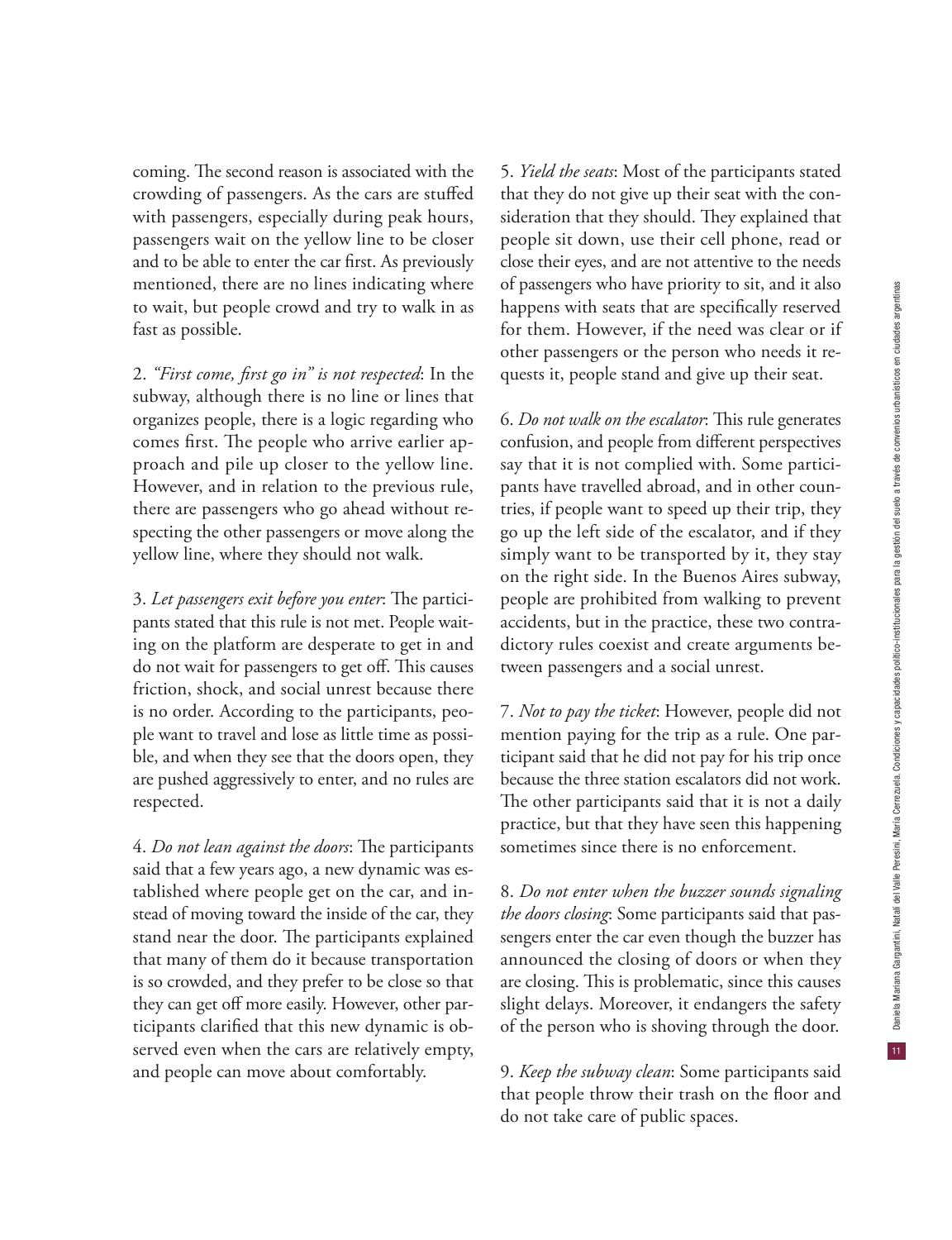coming. The second reason is associated with the crowding of passengers. As the cars are stuffed with passengers, especially during peak hours, passengers wait on the yellow line to be closer and to be able to enter the car first. As previously mentioned, there are no lines indicating where to wait, but people crowd and try to walk in as fast as possible.

2. *"First come, first go in" is not respected*: In the subway, although there is no line or lines that organizes people, there is a logic regarding who comes first. The people who arrive earlier approach and pile up closer to the yellow line. However, and in relation to the previous rule, there are passengers who go ahead without respecting the other passengers or move along the yellow line, where they should not walk.

3. *Let passengers exit before you enter*: The participants stated that this rule is not met. People waiting on the platform are desperate to get in and do not wait for passengers to get off. This causes friction, shock, and social unrest because there is no order. According to the participants, people want to travel and lose as little time as possible, and when they see that the doors open, they are pushed aggressively to enter, and no rules are respected.

4. *Do not lean against the doors*: The participants said that a few years ago, a new dynamic was established where people get on the car, and instead of moving toward the inside of the car, they stand near the door. The participants explained that many of them do it because transportation is so crowded, and they prefer to be close so that they can get off more easily. However, other participants clarified that this new dynamic is observed even when the cars are relatively empty, and people can move about comfortably.

5. *Yield the seats*: Most of the participants stated that they do not give up their seat with the consideration that they should. They explained that people sit down, use their cell phone, read or close their eyes, and are not attentive to the needs of passengers who have priority to sit, and it also happens with seats that are specifically reserved for them. However, if the need was clear or if other passengers or the person who needs it requests it, people stand and give up their seat.

6. *Do not walk on the escalator*: This rule generates confusion, and people from different perspectives say that it is not complied with. Some participants have travelled abroad, and in other countries, if people want to speed up their trip, they go up the left side of the escalator, and if they simply want to be transported by it, they stay on the right side. In the Buenos Aires subway, people are prohibited from walking to prevent accidents, but in the practice, these two contradictory rules coexist and create arguments between passengers and a social unrest.

7. *Not to pay the ticket*: However, people did not mention paying for the trip as a rule. One participant said that he did not pay for his trip once because the three station escalators did not work. The other participants said that it is not a daily practice, but that they have seen this happening sometimes since there is no enforcement.

8. *Do not enter when the buzzer sounds signaling the doors closing*: Some participants said that passengers enter the car even though the buzzer has announced the closing of doors or when they are closing. This is problematic, since this causes slight delays. Moreover, it endangers the safety of the person who is shoving through the door.

9. *Keep the subway clean*: Some participants said that people throw their trash on the floor and do not take care of public spaces.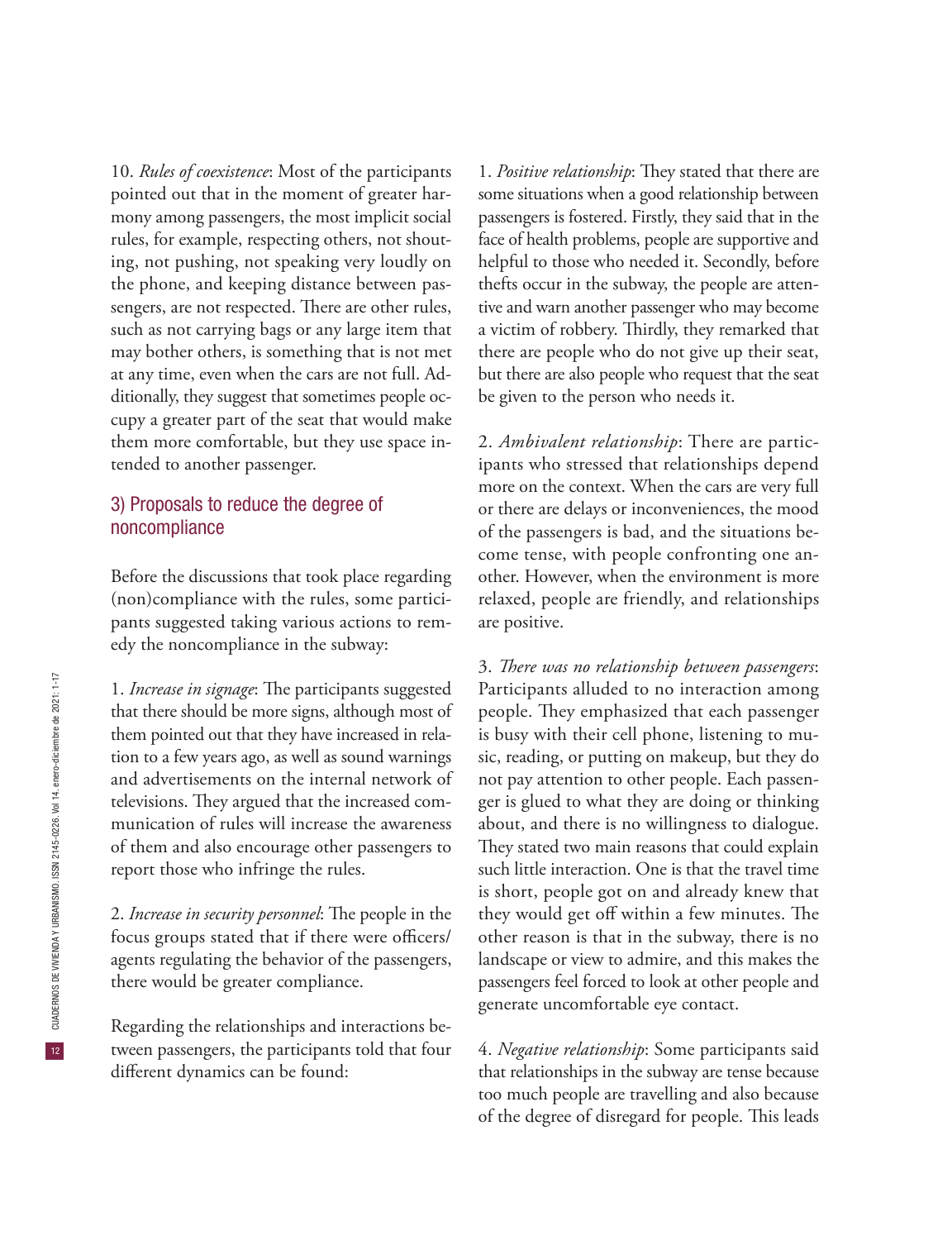10. *Rules of coexistence*: Most of the participants pointed out that in the moment of greater harmony among passengers, the most implicit social rules, for example, respecting others, not shouting, not pushing, not speaking very loudly on the phone, and keeping distance between passengers, are not respected. There are other rules, such as not carrying bags or any large item that may bother others, is something that is not met at any time, even when the cars are not full. Additionally, they suggest that sometimes people occupy a greater part of the seat that would make them more comfortable, but they use space intended to another passenger.

### 3) Proposals to reduce the degree of noncompliance

Before the discussions that took place regarding (non)compliance with the rules, some participants suggested taking various actions to remedy the noncompliance in the subway:

1. *Increase in signage*: The participants suggested that there should be more signs, although most of them pointed out that they have increased in relation to a few years ago, as well as sound warnings and advertisements on the internal network of televisions. They argued that the increased communication of rules will increase the awareness of them and also encourage other passengers to report those who infringe the rules.

2. *Increase in security personnel*: The people in the focus groups stated that if there were officers/agents regulating the behavior of the passengers, there would be greater compliance.

Regarding the relationships and interactions between passengers, the participants told that four different dynamics can be found:

1. *Positive relationship*: They stated that there are some situations when a good relationship between passengers is fostered. Firstly, they said that in the face of health problems, people are supportive and helpful to those who needed it. Secondly, before thefts occur in the subway, the people are attentive and warn another passenger who may become a victim of robbery. Thirdly, they remarked that there are people who do not give up their seat, but there are also people who request that the seat be given to the person who needs it.

2. *Ambivalent relationship*: There are participants who stressed that relationships depend more on the context. When the cars are very full or there are delays or inconveniences, the mood of the passengers is bad, and the situations become tense, with people confronting one another. However, when the environment is more relaxed, people are friendly, and relationships are positive.

3. *There was no relationship between passengers*: Participants alluded to no interaction among people. They emphasized that each passenger is busy with their cell phone, listening to music, reading, or putting on makeup, but they do not pay attention to other people. Each passenger is glued to what they are doing or thinking about, and there is no willingness to dialogue. They stated two main reasons that could explain such little interaction. One is that the travel time is short, people got on and already knew that they would get off within a few minutes. The other reason is that in the subway, there is no landscape or view to admire, and this makes the passengers feel forced to look at other people and generate uncomfortable eye contact.

4. *Negative relationship*: Some participants said that relationships in the subway are tense because too much people are travelling and also because of the degree of disregard for people. This leads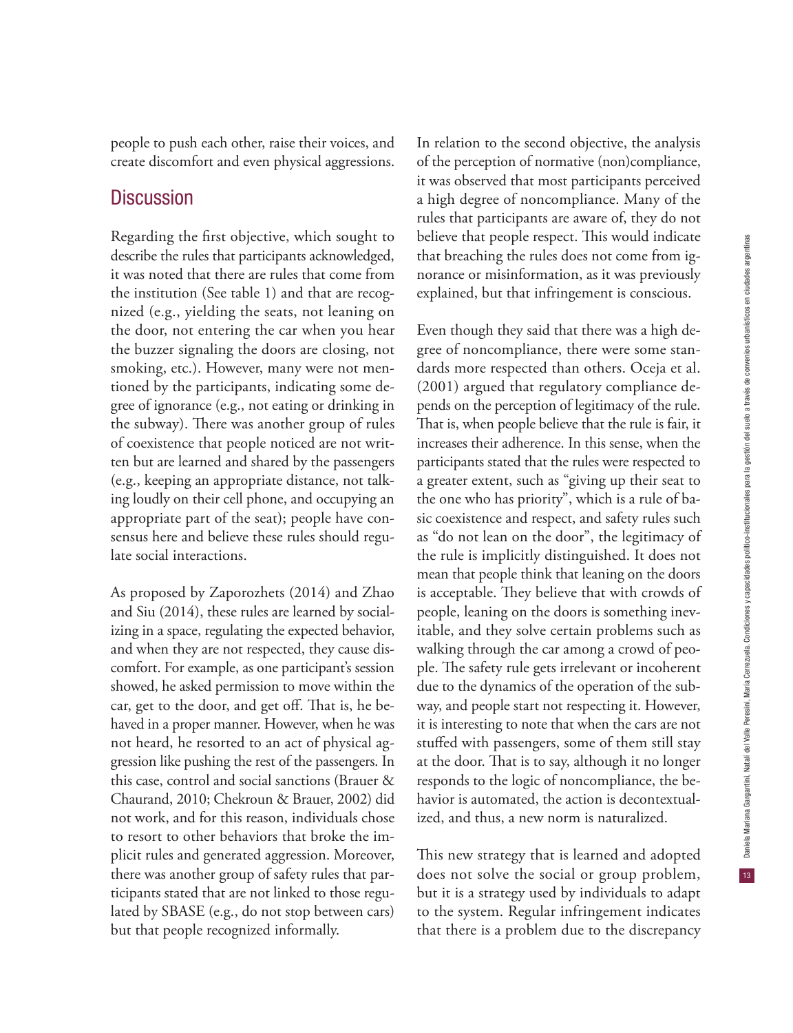people to push each other, raise their voices, and create discomfort and even physical aggressions.

## Discussion

Regarding the first objective, which sought to describe the rules that participants acknowledged, it was noted that there are rules that come from the institution (See table 1) and that are recognized (e.g., yielding the seats, not leaning on the door, not entering the car when you hear the buzzer signaling the doors are closing, not smoking, etc.). However, many were not mentioned by the participants, indicating some degree of ignorance (e.g., not eating or drinking in the subway). There was another group of rules of coexistence that people noticed are not written but are learned and shared by the passengers (e.g., keeping an appropriate distance, not talking loudly on their cell phone, and occupying an appropriate part of the seat); people have consensus here and believe these rules should regulate social interactions.

As proposed by Zaporozhets (2014) and Zhao and Siu (2014), these rules are learned by socializing in a space, regulating the expected behavior, and when they are not respected, they cause discomfort. For example, as one participant's session showed, he asked permission to move within the car, get to the door, and get off. That is, he behaved in a proper manner. However, when he was not heard, he resorted to an act of physical aggression like pushing the rest of the passengers. In this case, control and social sanctions (Brauer & Chaurand, 2010; Chekroun & Brauer, 2002) did not work, and for this reason, individuals chose to resort to other behaviors that broke the implicit rules and generated aggression. Moreover, there was another group of safety rules that participants stated that are not linked to those regulated by SBASE (e.g., do not stop between cars) but that people recognized informally.

In relation to the second objective, the analysis of the perception of normative (non)compliance, it was observed that most participants perceived a high degree of noncompliance. Many of the rules that participants are aware of, they do not believe that people respect. This would indicate that breaching the rules does not come from ignorance or misinformation, as it was previously explained, but that infringement is conscious.

Even though they said that there was a high degree of noncompliance, there were some standards more respected than others. Oceja et al. (2001) argued that regulatory compliance depends on the perception of legitimacy of the rule. That is, when people believe that the rule is fair, it increases their adherence. In this sense, when the participants stated that the rules were respected to a greater extent, such as "giving up their seat to the one who has priority", which is a rule of basic coexistence and respect, and safety rules such as "do not lean on the door", the legitimacy of the rule is implicitly distinguished. It does not mean that people think that leaning on the doors is acceptable. They believe that with crowds of people, leaning on the doors is something inevitable, and they solve certain problems such as walking through the car among a crowd of people. The safety rule gets irrelevant or incoherent due to the dynamics of the operation of the subway, and people start not respecting it. However, it is interesting to note that when the cars are not stuffed with passengers, some of them still stay at the door. That is to say, although it no longer responds to the logic of noncompliance, the behavior is automated, the action is decontextualized, and thus, a new norm is naturalized.

This new strategy that is learned and adopted does not solve the social or group problem, but it is a strategy used by individuals to adapt to the system. Regular infringement indicates that there is a problem due to the discrepancy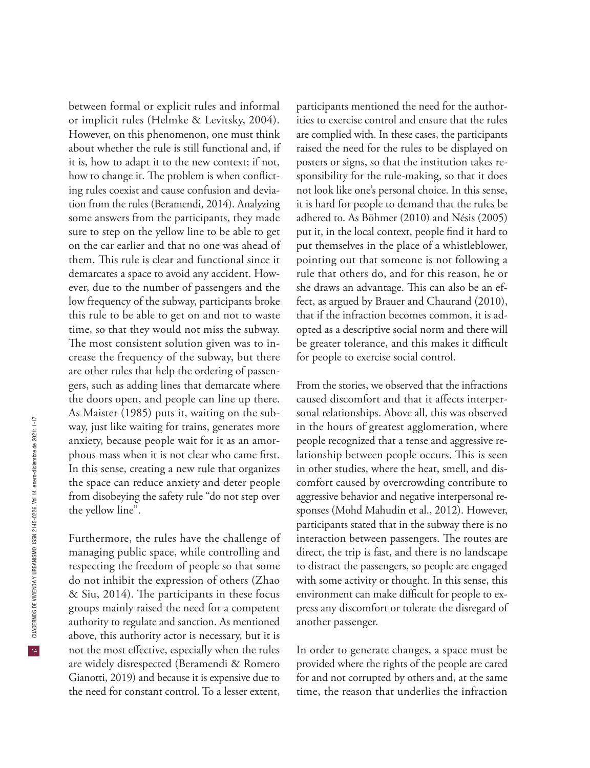between formal or explicit rules and informal or implicit rules (Helmke & Levitsky, 2004). However, on this phenomenon, one must think about whether the rule is still functional and, if it is, how to adapt it to the new context; if not, how to change it. The problem is when conflicting rules coexist and cause confusion and deviation from the rules (Beramendi, 2014). Analyzing some answers from the participants, they made sure to step on the yellow line to be able to get on the car earlier and that no one was ahead of them. This rule is clear and functional since it demarcates a space to avoid any accident. However, due to the number of passengers and the low frequency of the subway, participants broke this rule to be able to get on and not to waste time, so that they would not miss the subway. The most consistent solution given was to increase the frequency of the subway, but there are other rules that help the ordering of passengers, such as adding lines that demarcate where the doors open, and people can line up there. As Maister (1985) puts it, waiting on the subway, just like waiting for trains, generates more anxiety, because people wait for it as an amorphous mass when it is not clear who came first. In this sense, creating a new rule that organizes the space can reduce anxiety and deter people from disobeying the safety rule "do not step over the yellow line".

Furthermore, the rules have the challenge of managing public space, while controlling and respecting the freedom of people so that some do not inhibit the expression of others (Zhao & Siu, 2014). The participants in these focus groups mainly raised the need for a competent authority to regulate and sanction. As mentioned above, this authority actor is necessary, but it is not the most effective, especially when the rules are widely disrespected (Beramendi & Romero Gianotti, 2019) and because it is expensive due to the need for constant control. To a lesser extent, participants mentioned the need for the authorities to exercise control and ensure that the rules are complied with. In these cases, the participants raised the need for the rules to be displayed on posters or signs, so that the institution takes responsibility for the rule-making, so that it does not look like one's personal choice. In this sense, it is hard for people to demand that the rules be adhered to. As Böhmer (2010) and Nésis (2005) put it, in the local context, people find it hard to put themselves in the place of a whistleblower, pointing out that someone is not following a rule that others do, and for this reason, he or she draws an advantage. This can also be an effect, as argued by Brauer and Chaurand (2010), that if the infraction becomes common, it is adopted as a descriptive social norm and there will be greater tolerance, and this makes it difficult for people to exercise social control.

From the stories, we observed that the infractions caused discomfort and that it affects interpersonal relationships. Above all, this was observed in the hours of greatest agglomeration, where people recognized that a tense and aggressive relationship between people occurs. This is seen in other studies, where the heat, smell, and discomfort caused by overcrowding contribute to aggressive behavior and negative interpersonal responses (Mohd Mahudin et al., 2012). However, participants stated that in the subway there is no interaction between passengers. The routes are direct, the trip is fast, and there is no landscape to distract the passengers, so people are engaged with some activity or thought. In this sense, this environment can make difficult for people to express any discomfort or tolerate the disregard of another passenger.

In order to generate changes, a space must be provided where the rights of the people are cared for and not corrupted by others and, at the same time, the reason that underlies the infraction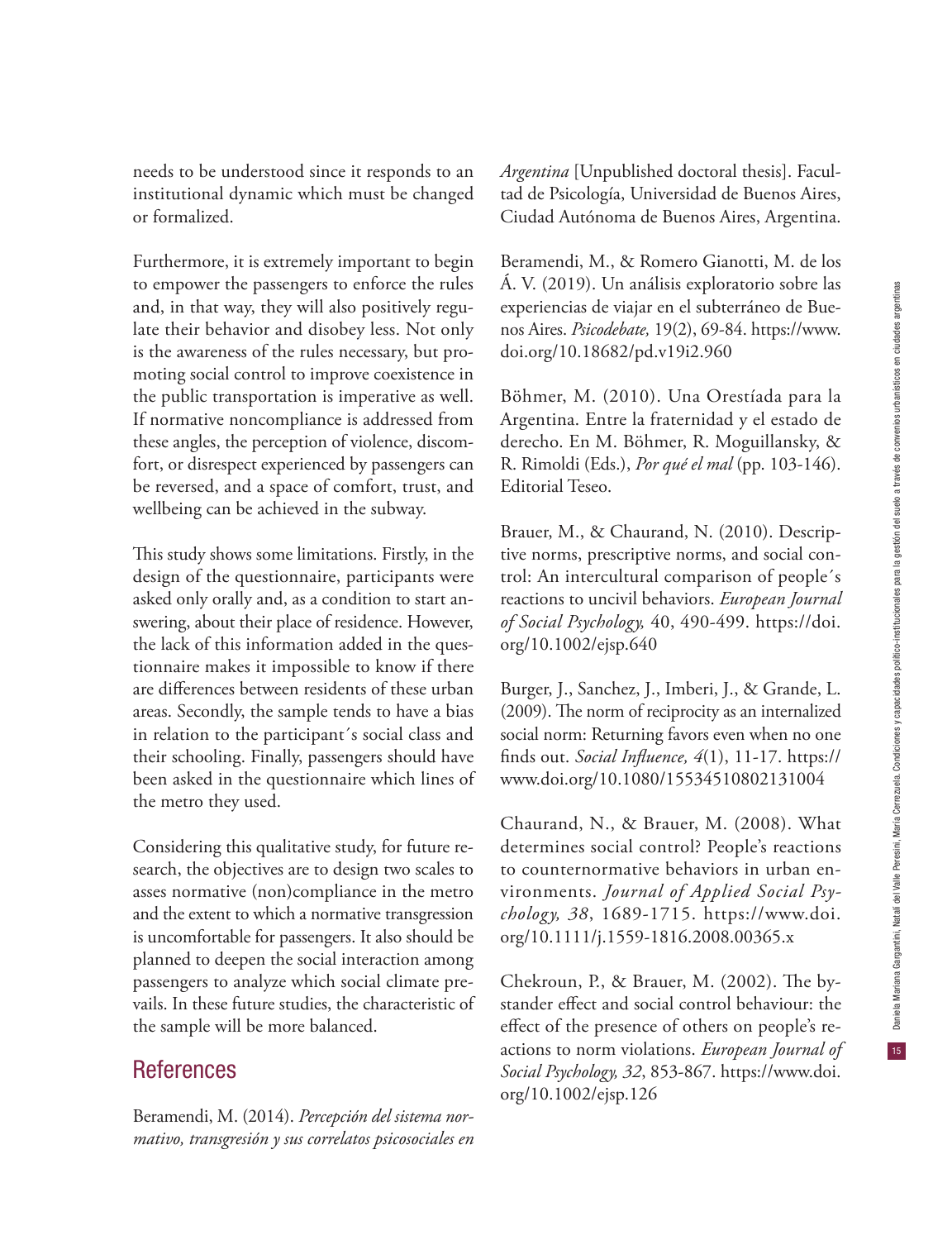needs to be understood since it responds to an institutional dynamic which must be changed or formalized.

Furthermore, it is extremely important to begin to empower the passengers to enforce the rules and, in that way, they will also positively regulate their behavior and disobey less. Not only is the awareness of the rules necessary, but promoting social control to improve coexistence in the public transportation is imperative as well. If normative noncompliance is addressed from these angles, the perception of violence, discomfort, or disrespect experienced by passengers can be reversed, and a space of comfort, trust, and wellbeing can be achieved in the subway.

This study shows some limitations. Firstly, in the design of the questionnaire, participants were asked only orally and, as a condition to start answering, about their place of residence. However, the lack of this information added in the questionnaire makes it impossible to know if there are differences between residents of these urban areas. Secondly, the sample tends to have a bias in relation to the participant´s social class and their schooling. Finally, passengers should have been asked in the questionnaire which lines of the metro they used.

Considering this qualitative study, for future research, the objectives are to design two scales to asses normative (non)compliance in the metro and the extent to which a normative transgression is uncomfortable for passengers. It also should be planned to deepen the social interaction among passengers to analyze which social climate prevails. In these future studies, the characteristic of the sample will be more balanced.

## References

Beramendi, M. (2014). *Percepción del sistema normativo, transgresión y sus correlatos psicosociales en Argentina* [Unpublished doctoral thesis]. Facultad de Psicología, Universidad de Buenos Aires, Ciudad Autónoma de Buenos Aires, Argentina.

Beramendi, M., & Romero Gianotti, M. de los Á. V. (2019). Un análisis exploratorio sobre las experiencias de viajar en el subterráneo de Buenos Aires. *Psicodebate,* 19(2), 69-84. https://www.doi.org/10.18682/pd.v19i2.960

Böhmer, M. (2010). Una Orestíada para la Argentina. Entre la fraternidad y el estado de derecho. En M. Böhmer, R. Moguillansky, & R. Rimoldi (Eds.), *Por qué el mal* (pp. 103-146). Editorial Teseo.

Brauer, M., & Chaurand, N. (2010). Descriptive norms, prescriptive norms, and social control: An intercultural comparison of people´s reactions to uncivil behaviors. *European Journal of Social Psychology,* 40, 490-499. https://doi.org/10.1002/ejsp.640

Burger, J., Sanchez, J., Imberi, J., & Grande, L. (2009). The norm of reciprocity as an internalized social norm: Returning favors even when no one finds out. *Social Influence, 4*(1), 11-17. https://www.doi.org/10.1080/15534510802131004

Chaurand, N., & Brauer, M. (2008). What determines social control? People's reactions to counternormative behaviors in urban environments. *Journal of Applied Social Psychology, 38*, 1689-1715. https://www.doi.org/10.1111/j.1559-1816.2008.00365.x

Chekroun, P., & Brauer, M. (2002). The bystander effect and social control behaviour: the effect of the presence of others on people's reactions to norm violations. *European Journal of Social Psychology, 32*, 853-867. https://www.doi.org/10.1002/ejsp.126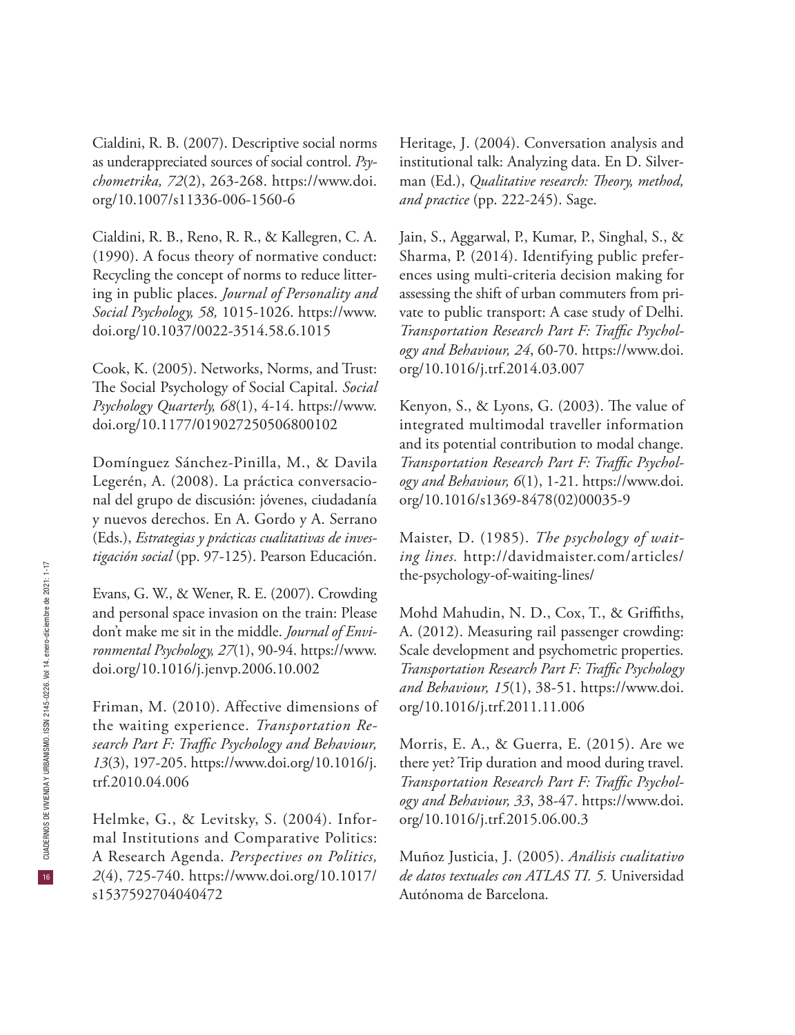Cialdini, R. B. (2007). Descriptive social norms as underappreciated sources of social control. *Psychometrika, 72*(2), 263-268. https://www.doi.org/10.1007/s11336-006-1560-6

Cialdini, R. B., Reno, R. R., & Kallegren, C. A. (1990). A focus theory of normative conduct: Recycling the concept of norms to reduce littering in public places. *Journal of Personality and Social Psychology, 58,* 1015-1026. https://www.doi.org/10.1037/0022-3514.58.6.1015

Cook, K. (2005). Networks, Norms, and Trust: The Social Psychology of Social Capital. *Social Psychology Quarterly, 68*(1), 4-14. https://www.doi.org/10.1177/019027250506800102

Domínguez Sánchez-Pinilla, M., & Davila Legerén, A. (2008). La práctica conversacional del grupo de discusión: jóvenes, ciudadanía y nuevos derechos. En A. Gordo y A. Serrano (Eds.), *Estrategias y prácticas cualitativas de investigación social* (pp. 97-125). Pearson Educación.

Evans, G. W., & Wener, R. E. (2007). Crowding and personal space invasion on the train: Please don't make me sit in the middle. *Journal of Environmental Psychology, 27*(1), 90-94. https://www.doi.org/10.1016/j.jenvp.2006.10.002

Friman, M. (2010). Affective dimensions of the waiting experience. *Transportation Research Part F: Traffic Psychology and Behaviour, 13*(3), 197-205. https://www.doi.org/10.1016/j.trf.2010.04.006

Helmke, G., & Levitsky, S. (2004). Informal Institutions and Comparative Politics: A Research Agenda. *Perspectives on Politics, 2*(4), 725-740. https://www.doi.org/10.1017/s1537592704040472

Heritage, J. (2004). Conversation analysis and institutional talk: Analyzing data. En D. Silverman (Ed.), *Qualitative research: Theory, method, and practice* (pp. 222-245). Sage.

Jain, S., Aggarwal, P., Kumar, P., Singhal, S., & Sharma, P. (2014). Identifying public preferences using multi-criteria decision making for assessing the shift of urban commuters from private to public transport: A case study of Delhi. *Transportation Research Part F: Traffic Psychology and Behaviour, 24*, 60-70. https://www.doi.org/10.1016/j.trf.2014.03.007

Kenyon, S., & Lyons, G. (2003). The value of integrated multimodal traveller information and its potential contribution to modal change. *Transportation Research Part F: Traffic Psychology and Behaviour, 6*(1), 1-21. https://www.doi.org/10.1016/s1369-8478(02)00035-9

Maister, D. (1985). *The psychology of waiting lines.* http://davidmaister.com/articles/the-psychology-of-waiting-lines/

Mohd Mahudin, N. D., Cox, T., & Griffiths, A. (2012). Measuring rail passenger crowding: Scale development and psychometric properties. *Transportation Research Part F: Traffic Psychology and Behaviour, 15*(1), 38-51. https://www.doi.org/10.1016/j.trf.2011.11.006

Morris, E. A., & Guerra, E. (2015). Are we there yet? Trip duration and mood during travel. *Transportation Research Part F: Traffic Psychology and Behaviour, 33*, 38-47. https://www.doi.org/10.1016/j.trf.2015.06.00.3

Muñoz Justicia, J. (2005). *Análisis cualitativo de datos textuales con ATLAS TI. 5.* Universidad Autónoma de Barcelona.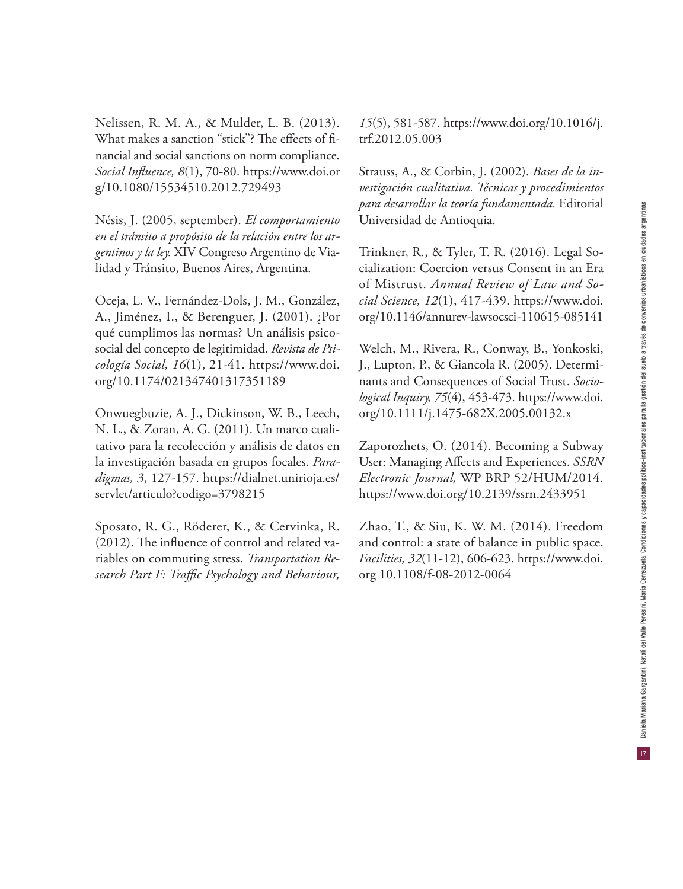Nelissen, R. M. A., & Mulder, L. B. (2013). What makes a sanction "stick"? The effects of financial and social sanctions on norm compliance. *Social Influence, 8*(1), 70-80. https://www.doi.org/10.1080/15534510.2012.729493

Nésis, J. (2005, september). *El comportamiento en el tránsito a propósito de la relación entre los argentinos y la ley.* XIV Congreso Argentino de Vialidad y Tránsito, Buenos Aires, Argentina.

Oceja, L. V., Fernández-Dols, J. M., González, A., Jiménez, I., & Berenguer, J. (2001). ¿Por qué cumplimos las normas? Un análisis psicosocial del concepto de legitimidad. *Revista de Psicología Social, 16*(1), 21-41. https://www.doi.org/10.1174/021347401317351189

Onwuegbuzie, A. J., Dickinson, W. B., Leech, N. L., & Zoran, A. G. (2011). Un marco cualitativo para la recolección y análisis de datos en la investigación basada en grupos focales. *Paradigmas, 3*, 127-157. https://dialnet.unirioja.es/servlet/articulo?codigo=3798215

Sposato, R. G., Röderer, K., & Cervinka, R. (2012). The influence of control and related variables on commuting stress. *Transportation Research Part F: Traffic Psychology and Behaviour, 15*(5), 581-587. https://www.doi.org/10.1016/j.trf.2012.05.003

Strauss, A., & Corbin, J. (2002). *Bases de la investigación cualitativa. Técnicas y procedimientos para desarrollar la teoría fundamentada.* Editorial Universidad de Antioquia.

Trinkner, R., & Tyler, T. R. (2016). Legal Socialization: Coercion versus Consent in an Era of Mistrust. *Annual Review of Law and Social Science, 12*(1), 417-439. https://www.doi.org/10.1146/annurev-lawsocsci-110615-085141

Welch, M., Rivera, R., Conway, B., Yonkoski, J., Lupton, P., & Giancola R. (2005). Determinants and Consequences of Social Trust. *Sociological Inquiry, 75*(4), 453-473. https://www.doi.org/10.1111/j.1475-682X.2005.00132.x

Zaporozhets, O. (2014). Becoming a Subway User: Managing Affects and Experiences. *SSRN Electronic Journal,* WP BRP 52/HUM/2014. https://www.doi.org/10.2139/ssrn.2433951

Zhao, T., & Siu, K. W. M. (2014). Freedom and control: a state of balance in public space. *Facilities, 32*(11-12), 606-623. https://www.doi.org 10.1108/f-08-2012-0064